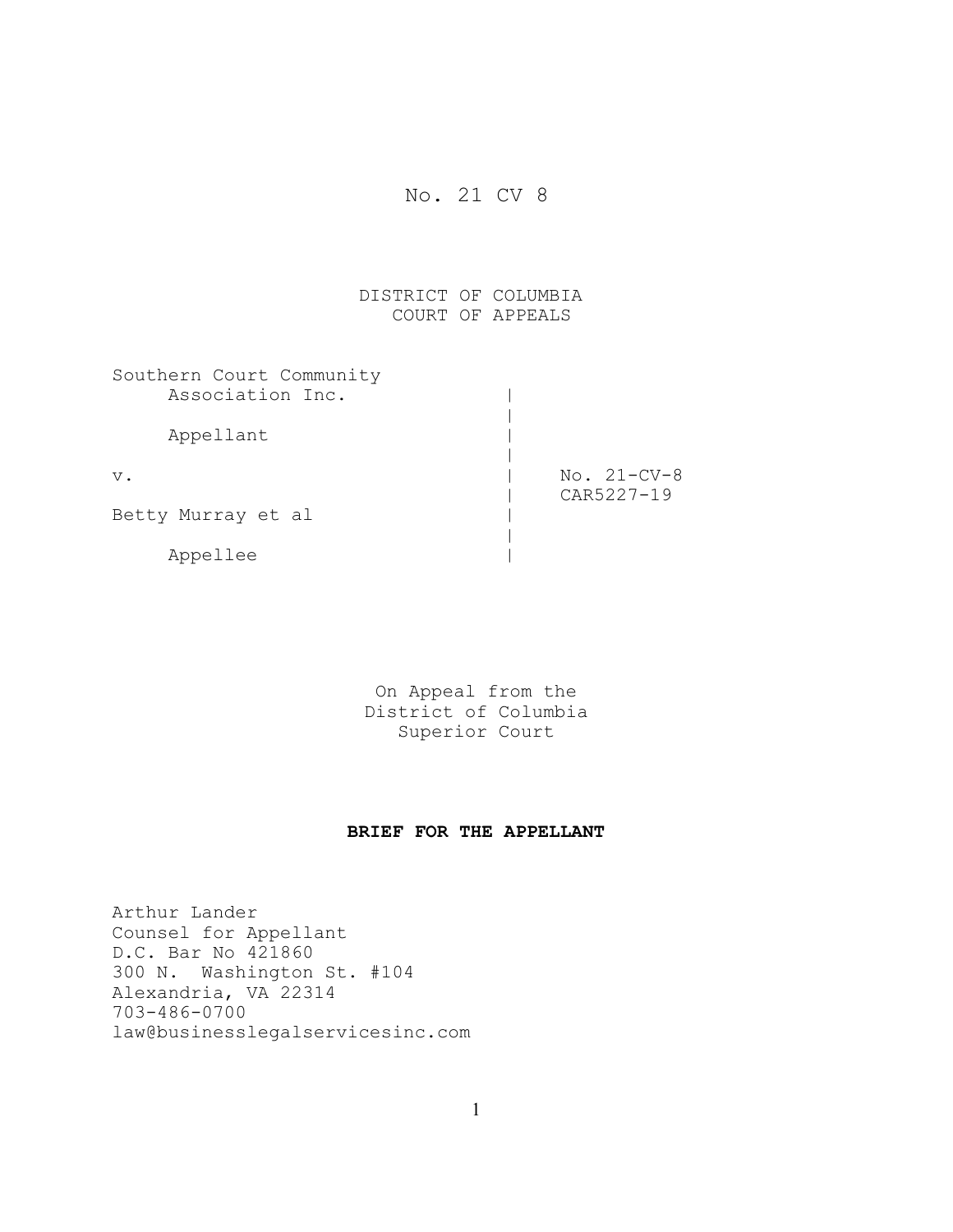No. 21 CV 8

DISTRICT OF COLUMBIA
COURT OF APPEALS

| | |
|---|---|
| Southern Court Community Association Inc. | |
| Appellant | |
| v. | No. 21-CV-8 |
| | CAR5227-19 |
| Betty Murray et al | |
| Appellee | |

On Appeal from the
District of Columbia
Superior Court

**BRIEF FOR THE APPELLANT**

Arthur Lander
Counsel for Appellant
D.C. Bar No 421860
300 N. Washington St. #104
Alexandria, VA 22314
703-486-0700
law@businesslegalservicesinc.com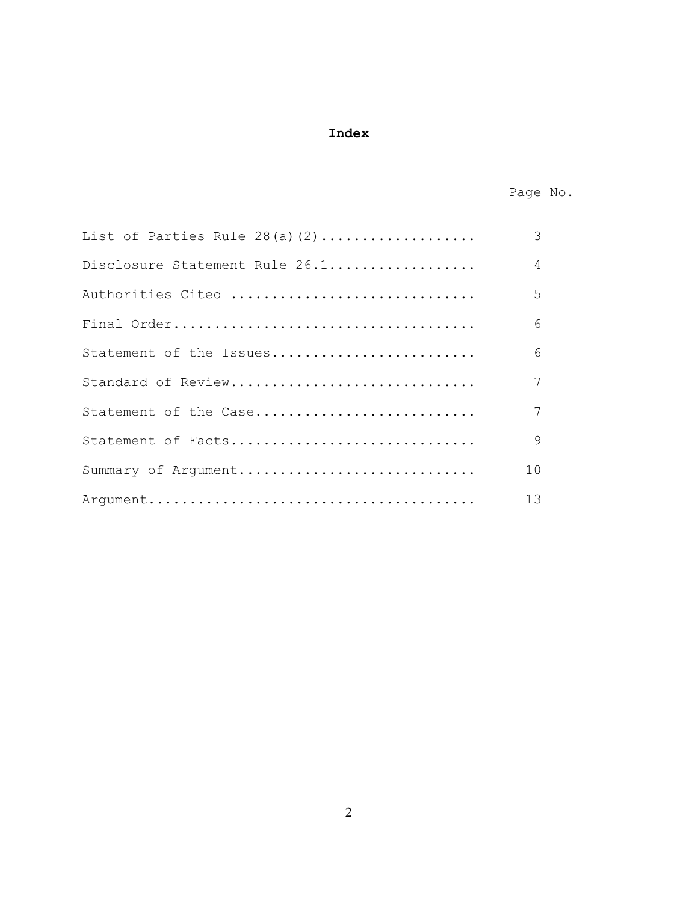# Index

| | Page No. |
|---|---|
| List of Parties Rule 28(a)(2).................. | 3 |
| Disclosure Statement Rule 26.1.................. | 4 |
| Authorities Cited ............................. | 5 |
| Final Order.................................... | 6 |
| Statement of the Issues......................... | 6 |
| Standard of Review.............................. | 7 |
| Statement of the Case........................... | 7 |
| Statement of Facts.............................. | 9 |
| Summary of Argument............................. | 10 |
| Argument........................................ | 13 |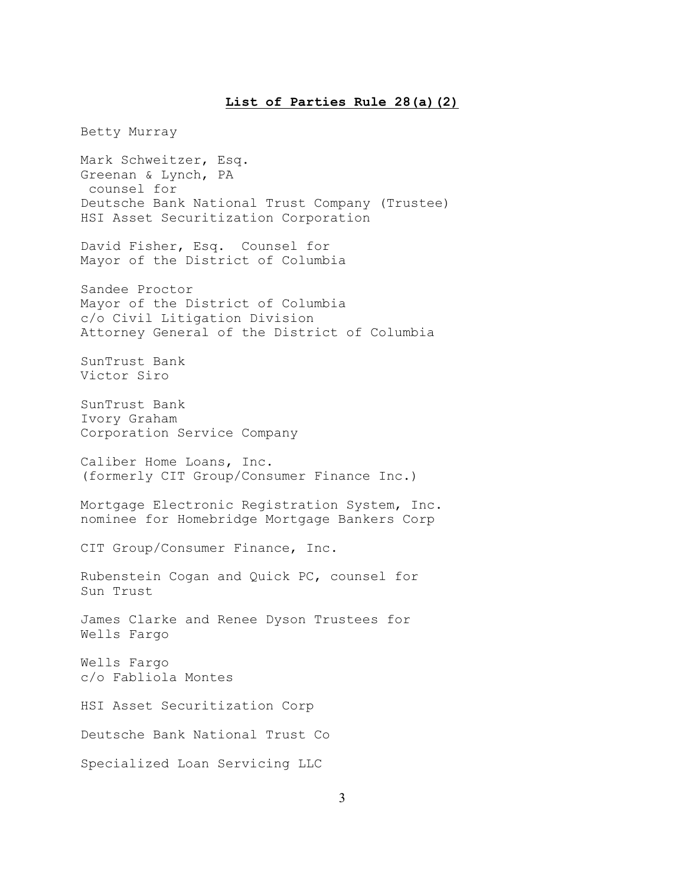**List of Parties Rule 28(a)(2)**

Betty Murray

Mark Schweitzer, Esq.  
Greenan & Lynch, PA  
counsel for  
Deutsche Bank National Trust Company (Trustee)  
HSI Asset Securitization Corporation

David Fisher, Esq. Counsel for  
Mayor of the District of Columbia

Sandee Proctor  
Mayor of the District of Columbia  
c/o Civil Litigation Division  
Attorney General of the District of Columbia

SunTrust Bank  
Victor Siro

SunTrust Bank  
Ivory Graham  
Corporation Service Company

Caliber Home Loans, Inc.  
(formerly CIT Group/Consumer Finance Inc.)

Mortgage Electronic Registration System, Inc.  
nominee for Homebridge Mortgage Bankers Corp

CIT Group/Consumer Finance, Inc.

Rubenstein Cogan and Quick PC, counsel for  
Sun Trust

James Clarke and Renee Dyson Trustees for  
Wells Fargo

Wells Fargo  
c/o Fabliola Montes

HSI Asset Securitization Corp

Deutsche Bank National Trust Co

Specialized Loan Servicing LLC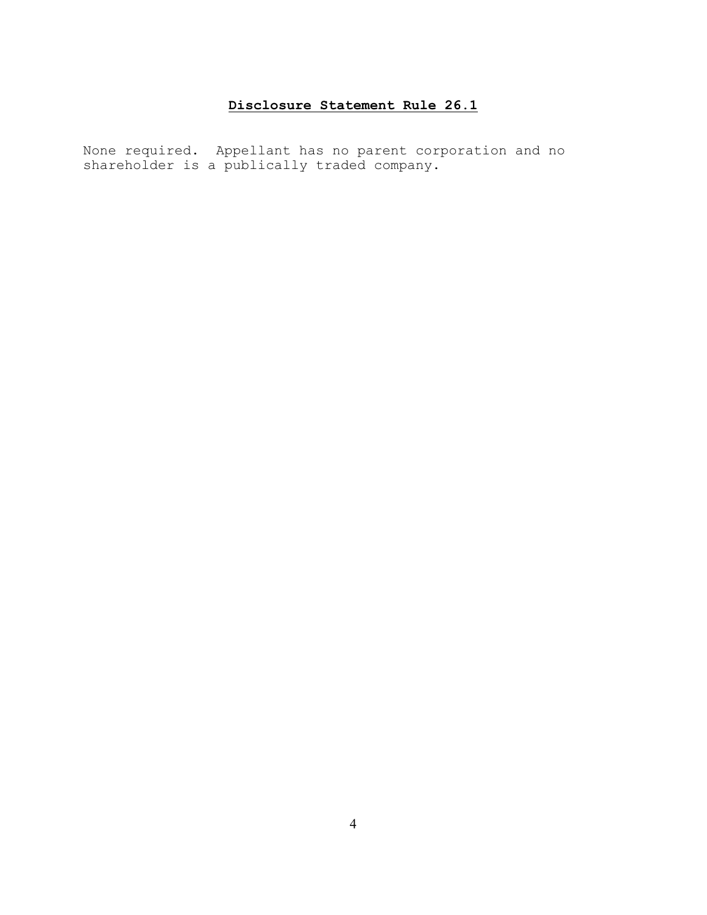## **Disclosure Statement Rule 26.1**

None required. Appellant has no parent corporation and no shareholder is a publically traded company.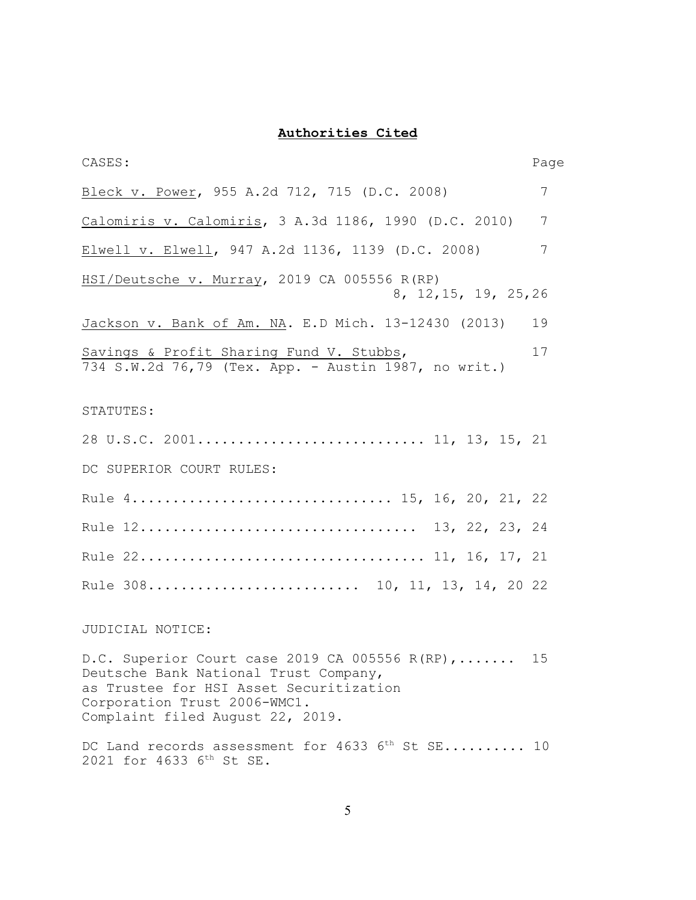## **Authorities Cited**

| CASES: | Page |
|---|---|
| Bleck v. Power, 955 A.2d 712, 715 (D.C. 2008) | 7 |
| Calomiris v. Calomiris, 3 A.3d 1186, 1990 (D.C. 2010) | 7 |
| Elwell v. Elwell, 947 A.2d 1136, 1139 (D.C. 2008) | 7 |
| HSI/Deutsche v. Murray, 2019 CA 005556 R(RP) | 8, 12,15, 19, 25,26 |
| Jackson v. Bank of Am. NA. E.D Mich. 13-12430 (2013) | 19 |
| Savings & Profit Sharing Fund V. Stubbs, 734 S.W.2d 76,79 (Tex. App. - Austin 1987, no writ.) | 17 |

STATUTES:

28 U.S.C. 2001........................... 11, 13, 15, 21

DC SUPERIOR COURT RULES:

Rule 4............................... 15, 16, 20, 21, 22

Rule 12................................ 13, 22, 23, 24

Rule 22................................. 11, 16, 17, 21

Rule 308......................... 10, 11, 13, 14, 20 22

JUDICIAL NOTICE:

D.C. Superior Court case 2019 CA 005556 R(RP),....... 15
Deutsche Bank National Trust Company,
as Trustee for HSI Asset Securitization
Corporation Trust 2006-WMC1.
Complaint filed August 22, 2019.

DC Land records assessment for 4633 6th St SE.......... 10
2021 for 4633 6th St SE.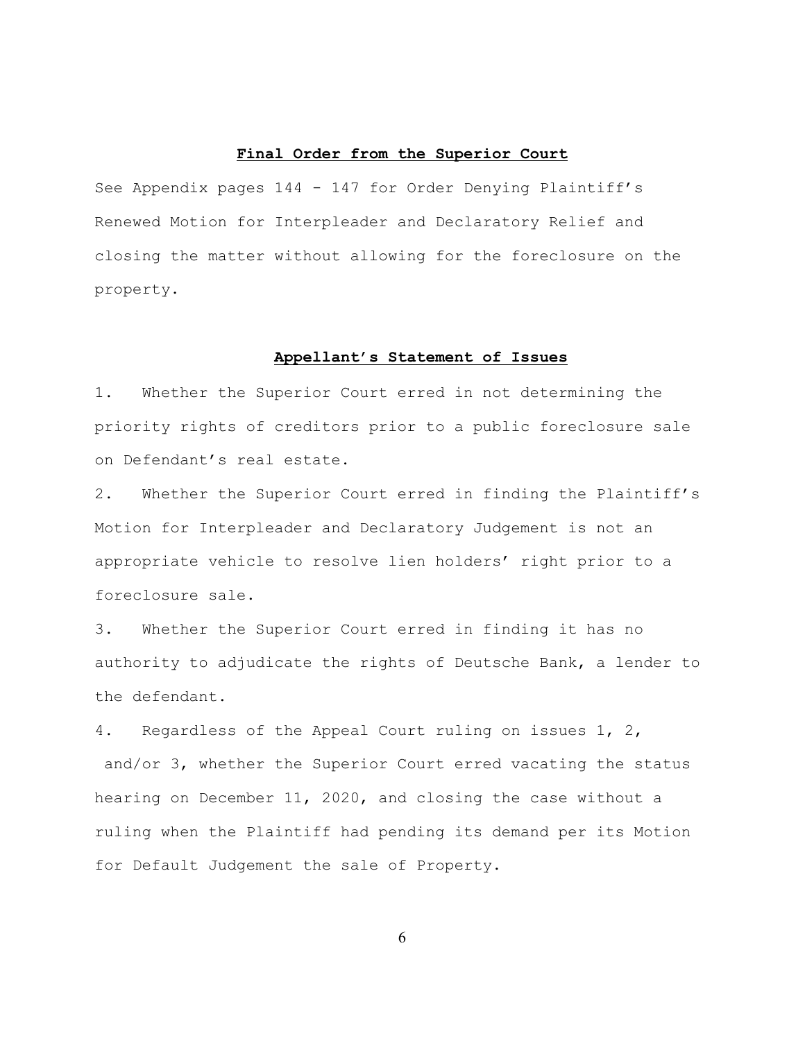## Final Order from the Superior Court

See Appendix pages 144 - 147 for Order Denying Plaintiff's Renewed Motion for Interpleader and Declaratory Relief and closing the matter without allowing for the foreclosure on the property.

## Appellant's Statement of Issues

1. Whether the Superior Court erred in not determining the priority rights of creditors prior to a public foreclosure sale on Defendant's real estate.

2. Whether the Superior Court erred in finding the Plaintiff's Motion for Interpleader and Declaratory Judgement is not an appropriate vehicle to resolve lien holders' right prior to a foreclosure sale.

3. Whether the Superior Court erred in finding it has no authority to adjudicate the rights of Deutsche Bank, a lender to the defendant.

4. Regardless of the Appeal Court ruling on issues 1, 2, and/or 3, whether the Superior Court erred vacating the status hearing on December 11, 2020, and closing the case without a ruling when the Plaintiff had pending its demand per its Motion for Default Judgement the sale of Property.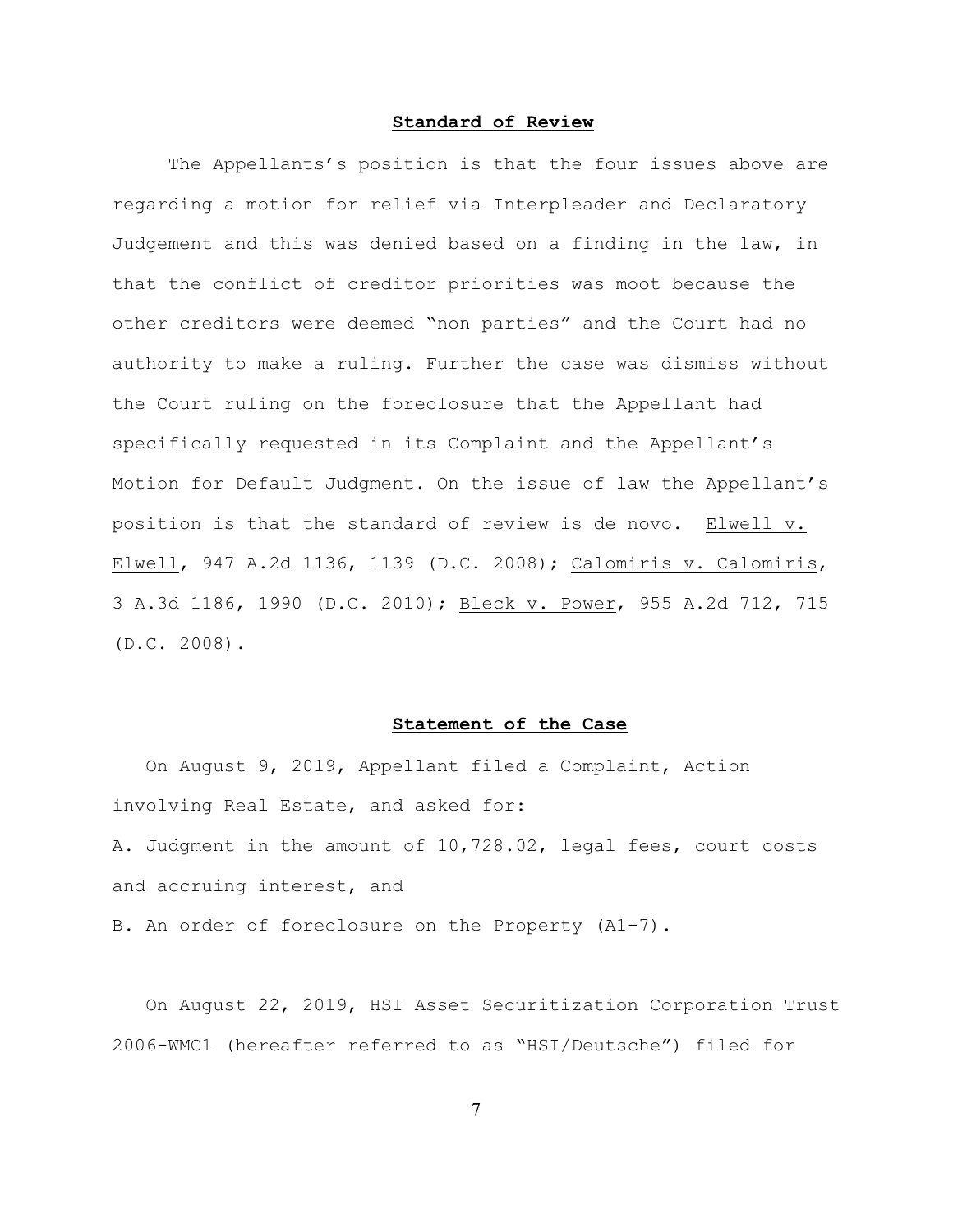## **Standard of Review**

The Appellants's position is that the four issues above are regarding a motion for relief via Interpleader and Declaratory Judgement and this was denied based on a finding in the law, in that the conflict of creditor priorities was moot because the other creditors were deemed "non parties" and the Court had no authority to make a ruling. Further the case was dismiss without the Court ruling on the foreclosure that the Appellant had specifically requested in its Complaint and the Appellant's Motion for Default Judgment. On the issue of law the Appellant's position is that the standard of review is de novo. Elwell v. Elwell, 947 A.2d 1136, 1139 (D.C. 2008); Calomiris v. Calomiris, 3 A.3d 1186, 1990 (D.C. 2010); Bleck v. Power, 955 A.2d 712, 715 (D.C. 2008).

## **Statement of the Case**

On August 9, 2019, Appellant filed a Complaint, Action involving Real Estate, and asked for:

A. Judgment in the amount of 10,728.02, legal fees, court costs and accruing interest, and

B. An order of foreclosure on the Property (A1-7).

On August 22, 2019, HSI Asset Securitization Corporation Trust 2006-WMC1 (hereafter referred to as "HSI/Deutsche") filed for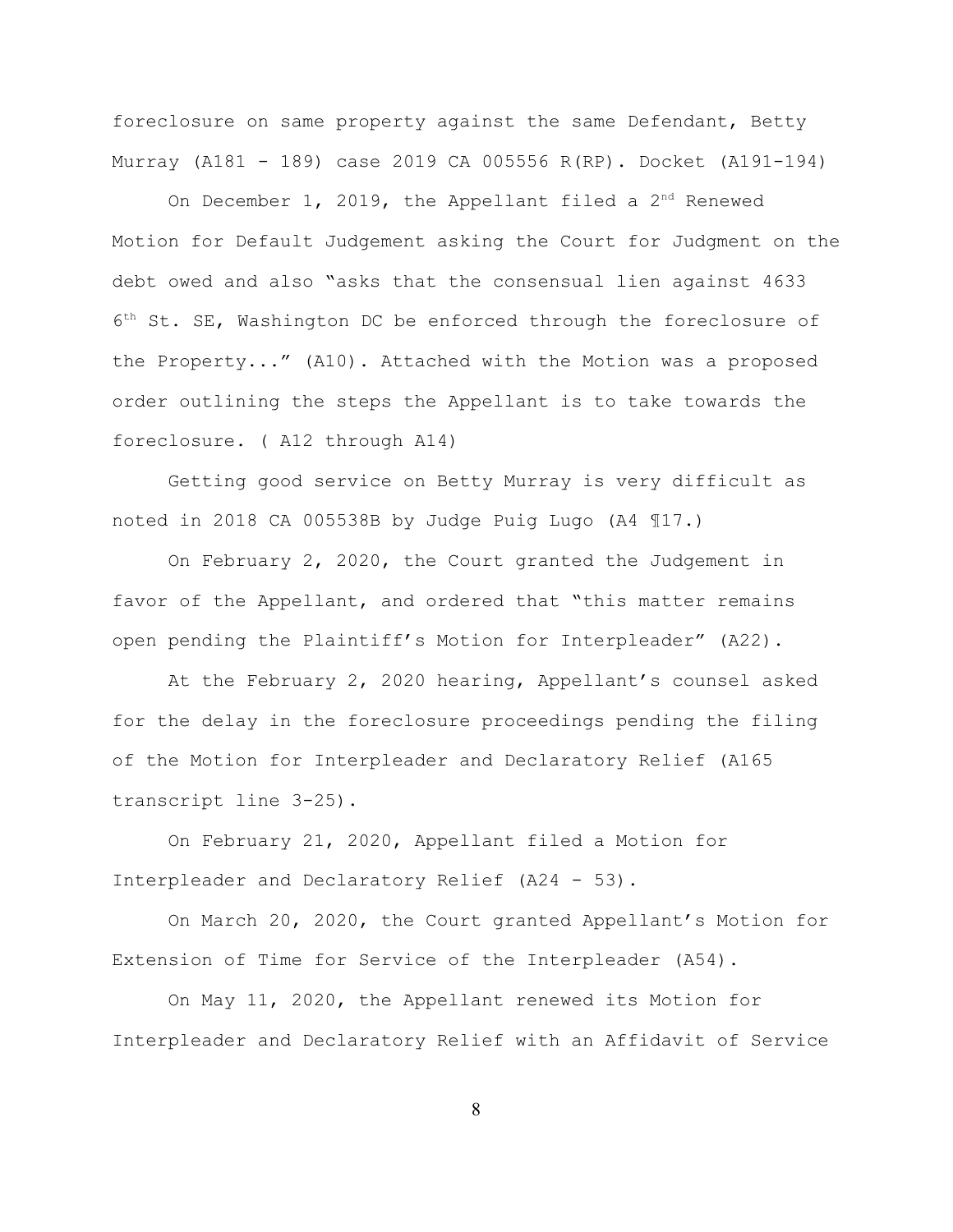foreclosure on same property against the same Defendant, Betty Murray (A181 - 189) case 2019 CA 005556 R(RP). Docket (A191-194)

On December 1, 2019, the Appellant filed a 2nd Renewed Motion for Default Judgement asking the Court for Judgment on the debt owed and also "asks that the consensual lien against 4633 6th St. SE, Washington DC be enforced through the foreclosure of the Property..." (A10). Attached with the Motion was a proposed order outlining the steps the Appellant is to take towards the foreclosure. ( A12 through A14)

Getting good service on Betty Murray is very difficult as noted in 2018 CA 005538B by Judge Puig Lugo (A4 ¶17.)

On February 2, 2020, the Court granted the Judgement in favor of the Appellant, and ordered that "this matter remains open pending the Plaintiff's Motion for Interpleader" (A22).

At the February 2, 2020 hearing, Appellant's counsel asked for the delay in the foreclosure proceedings pending the filing of the Motion for Interpleader and Declaratory Relief (A165 transcript line 3-25).

On February 21, 2020, Appellant filed a Motion for Interpleader and Declaratory Relief (A24 - 53).

On March 20, 2020, the Court granted Appellant's Motion for Extension of Time for Service of the Interpleader (A54).

On May 11, 2020, the Appellant renewed its Motion for Interpleader and Declaratory Relief with an Affidavit of Service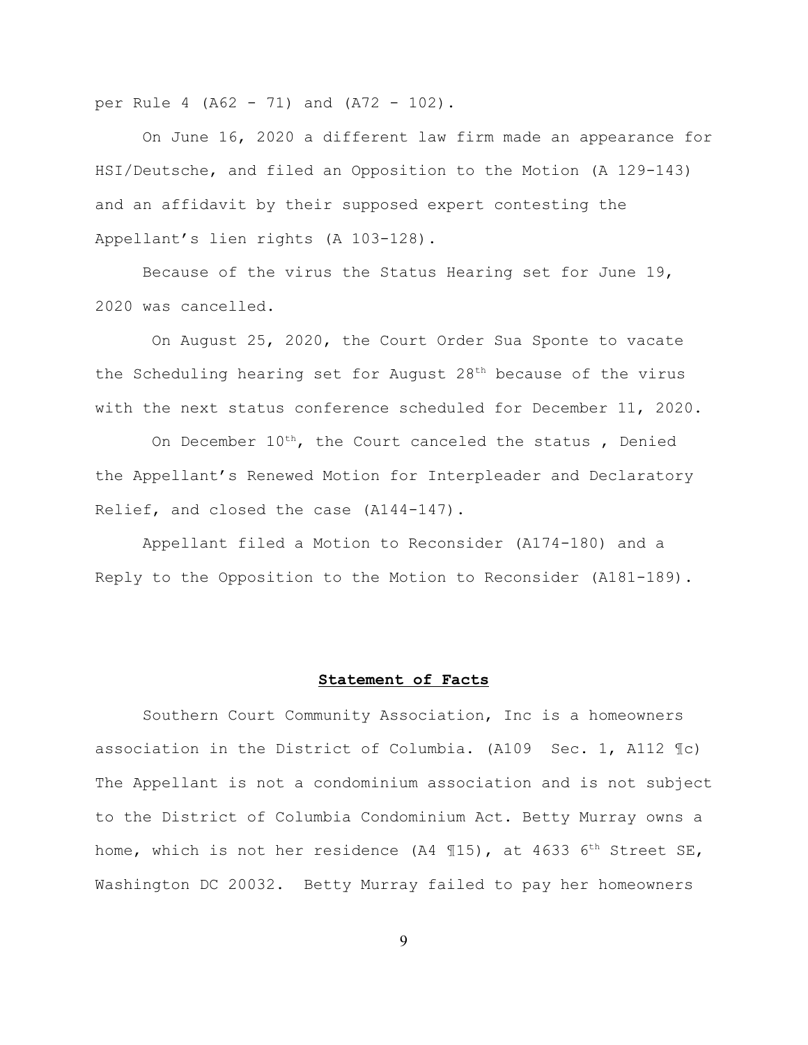per Rule 4 (A62 - 71) and (A72 - 102).

On June 16, 2020 a different law firm made an appearance for HSI/Deutsche, and filed an Opposition to the Motion (A 129-143) and an affidavit by their supposed expert contesting the Appellant's lien rights (A 103-128).

Because of the virus the Status Hearing set for June 19, 2020 was cancelled.

On August 25, 2020, the Court Order Sua Sponte to vacate the Scheduling hearing set for August 28th because of the virus with the next status conference scheduled for December 11, 2020.

On December 10th, the Court canceled the status , Denied the Appellant's Renewed Motion for Interpleader and Declaratory Relief, and closed the case (A144-147).

Appellant filed a Motion to Reconsider (A174-180) and a Reply to the Opposition to the Motion to Reconsider (A181-189).

## **Statement of Facts**

Southern Court Community Association, Inc is a homeowners association in the District of Columbia. (A109 Sec. 1, A112 ¶c) The Appellant is not a condominium association and is not subject to the District of Columbia Condominium Act. Betty Murray owns a home, which is not her residence (A4 ¶15), at 4633 6th Street SE, Washington DC 20032. Betty Murray failed to pay her homeowners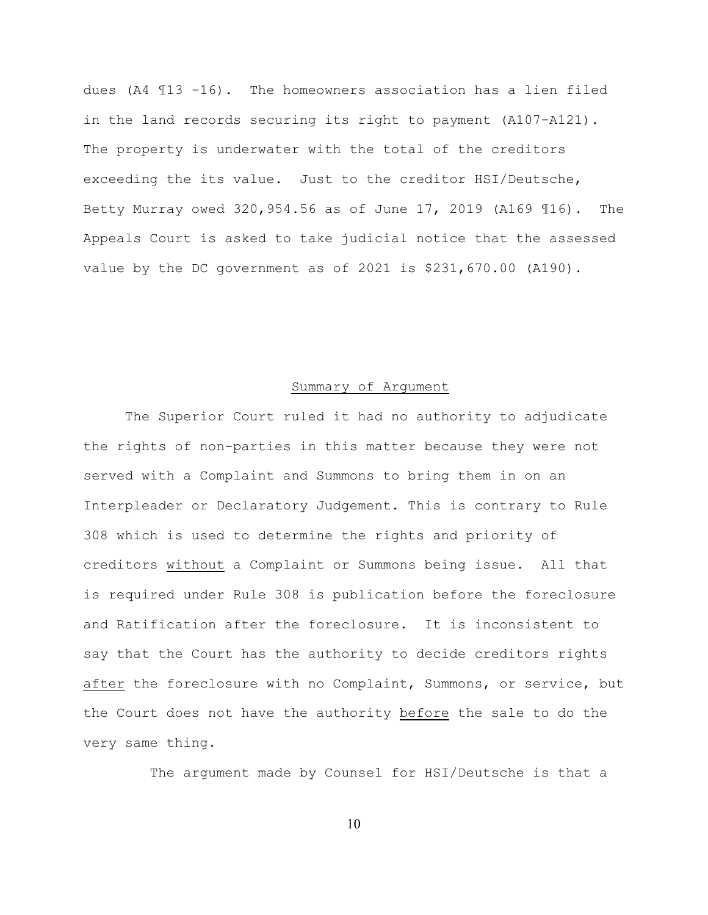dues (A4 ¶13 -16). The homeowners association has a lien filed in the land records securing its right to payment (A107-A121). The property is underwater with the total of the creditors exceeding the its value. Just to the creditor HSI/Deutsche, Betty Murray owed 320,954.56 as of June 17, 2019 (A169 ¶16). The Appeals Court is asked to take judicial notice that the assessed value by the DC government as of 2021 is $231,670.00 (A190).

## Summary of Argument

The Superior Court ruled it had no authority to adjudicate the rights of non-parties in this matter because they were not served with a Complaint and Summons to bring them in on an Interpleader or Declaratory Judgement. This is contrary to Rule 308 which is used to determine the rights and priority of creditors without a Complaint or Summons being issue. All that is required under Rule 308 is publication before the foreclosure and Ratification after the foreclosure. It is inconsistent to say that the Court has the authority to decide creditors rights after the foreclosure with no Complaint, Summons, or service, but the Court does not have the authority before the sale to do the very same thing.

The argument made by Counsel for HSI/Deutsche is that a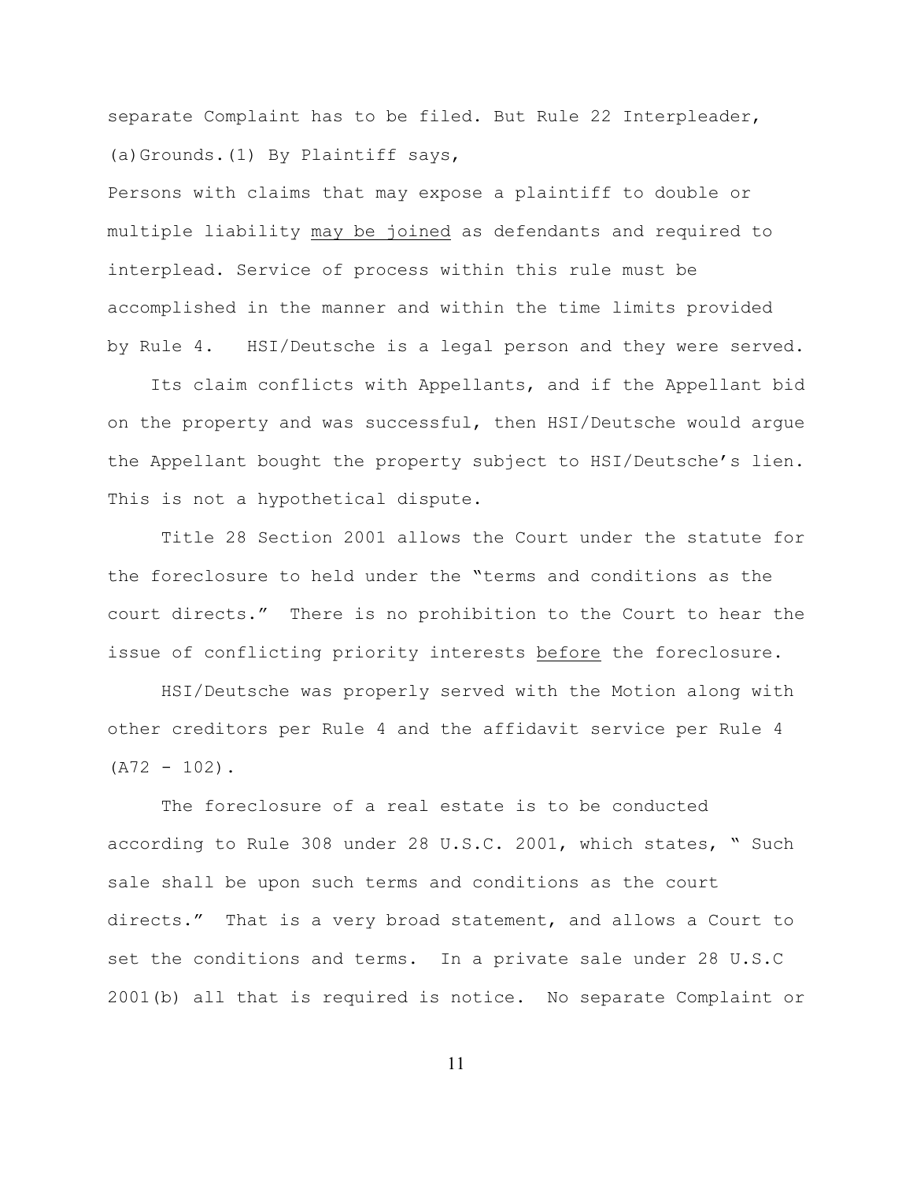separate Complaint has to be filed. But Rule 22 Interpleader, (a)Grounds.(1) By Plaintiff says,

Persons with claims that may expose a plaintiff to double or multiple liability <u>may be joined</u> as defendants and required to interplead. Service of process within this rule must be accomplished in the manner and within the time limits provided by Rule 4. HSI/Deutsche is a legal person and they were served.

Its claim conflicts with Appellants, and if the Appellant bid on the property and was successful, then HSI/Deutsche would argue the Appellant bought the property subject to HSI/Deutsche's lien. This is not a hypothetical dispute.

Title 28 Section 2001 allows the Court under the statute for the foreclosure to held under the "terms and conditions as the court directs." There is no prohibition to the Court to hear the issue of conflicting priority interests <u>before</u> the foreclosure.

HSI/Deutsche was properly served with the Motion along with other creditors per Rule 4 and the affidavit service per Rule 4 (A72 - 102).

The foreclosure of a real estate is to be conducted according to Rule 308 under 28 U.S.C. 2001, which states, " Such sale shall be upon such terms and conditions as the court directs." That is a very broad statement, and allows a Court to set the conditions and terms. In a private sale under 28 U.S.C 2001(b) all that is required is notice. No separate Complaint or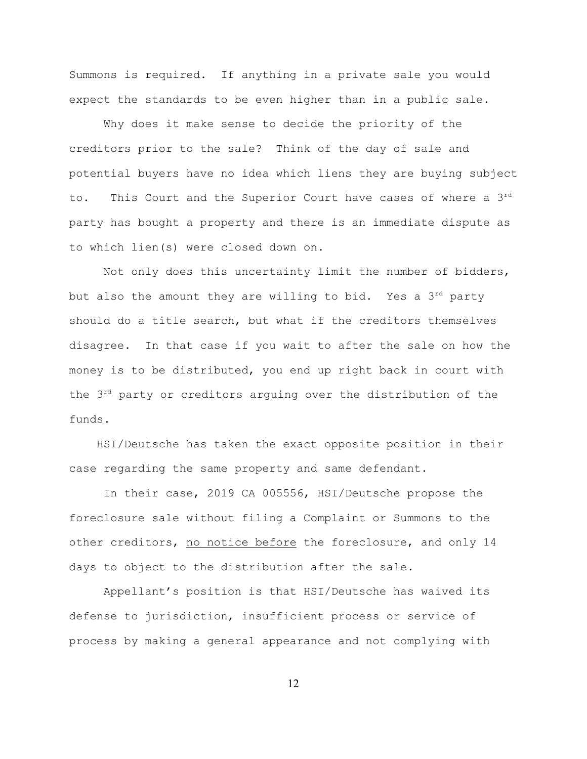Summons is required. If anything in a private sale you would expect the standards to be even higher than in a public sale.

Why does it make sense to decide the priority of the creditors prior to the sale? Think of the day of sale and potential buyers have no idea which liens they are buying subject to. This Court and the Superior Court have cases of where a 3rd party has bought a property and there is an immediate dispute as to which lien(s) were closed down on.

Not only does this uncertainty limit the number of bidders, but also the amount they are willing to bid. Yes a 3rd party should do a title search, but what if the creditors themselves disagree. In that case if you wait to after the sale on how the money is to be distributed, you end up right back in court with the 3rd party or creditors arguing over the distribution of the funds.

HSI/Deutsche has taken the exact opposite position in their case regarding the same property and same defendant.

In their case, 2019 CA 005556, HSI/Deutsche propose the foreclosure sale without filing a Complaint or Summons to the other creditors, <u>no notice before</u> the foreclosure, and only 14 days to object to the distribution after the sale.

Appellant's position is that HSI/Deutsche has waived its defense to jurisdiction, insufficient process or service of process by making a general appearance and not complying with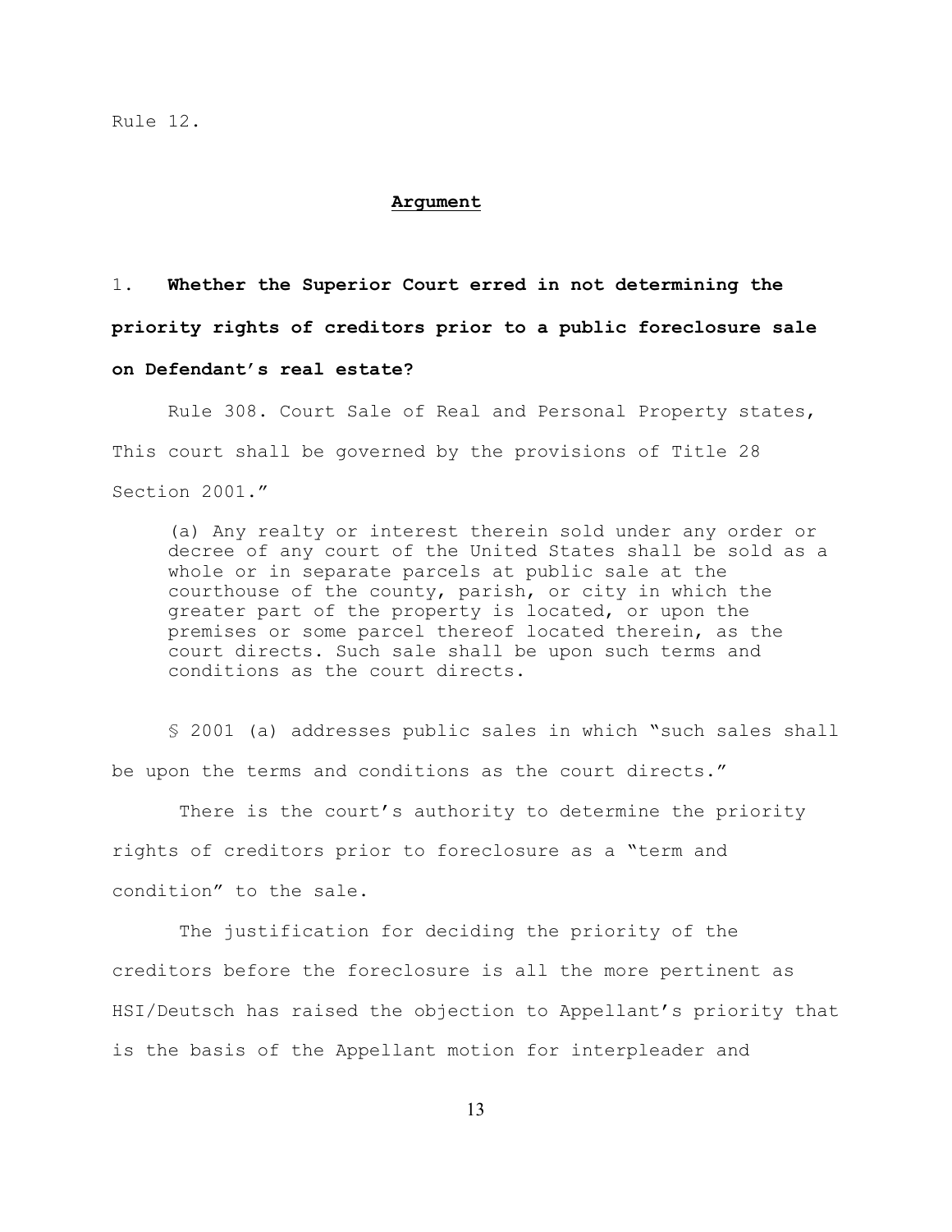Rule 12.

## Argument

1. **Whether the Superior Court erred in not determining the priority rights of creditors prior to a public foreclosure sale on Defendant's real estate?**

Rule 308. Court Sale of Real and Personal Property states, This court shall be governed by the provisions of Title 28 Section 2001."

> (a) Any realty or interest therein sold under any order or decree of any court of the United States shall be sold as a whole or in separate parcels at public sale at the courthouse of the county, parish, or city in which the greater part of the property is located, or upon the premises or some parcel thereof located therein, as the court directs. Such sale shall be upon such terms and conditions as the court directs.

§ 2001 (a) addresses public sales in which "such sales shall be upon the terms and conditions as the court directs."

There is the court's authority to determine the priority rights of creditors prior to foreclosure as a "term and condition" to the sale.

The justification for deciding the priority of the creditors before the foreclosure is all the more pertinent as HSI/Deutsch has raised the objection to Appellant's priority that is the basis of the Appellant motion for interpleader and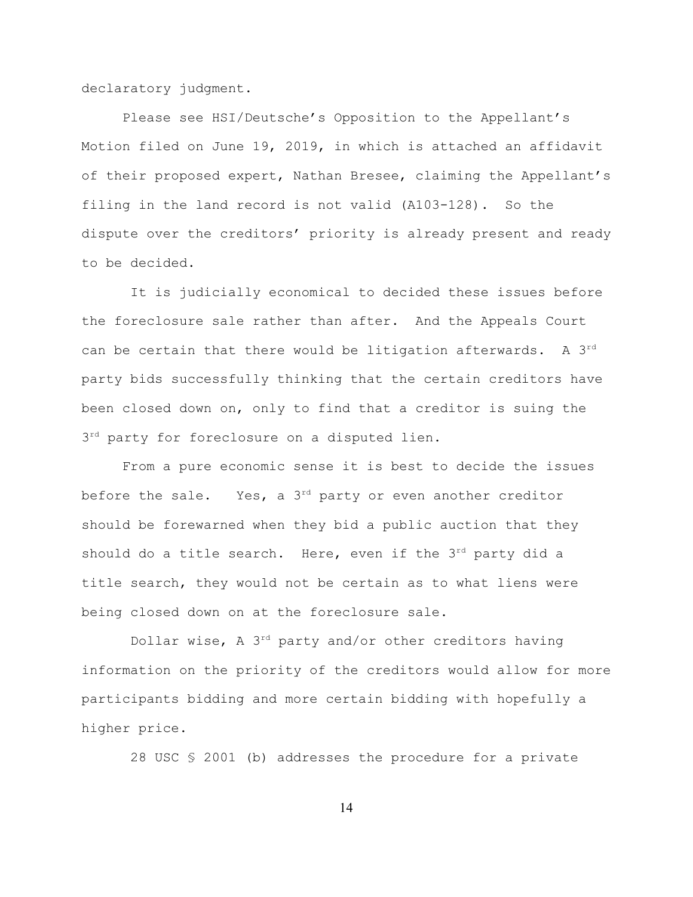declaratory judgment.

Please see HSI/Deutsche's Opposition to the Appellant's Motion filed on June 19, 2019, in which is attached an affidavit of their proposed expert, Nathan Bresee, claiming the Appellant's filing in the land record is not valid (A103-128). So the dispute over the creditors' priority is already present and ready to be decided.

It is judicially economical to decided these issues before the foreclosure sale rather than after. And the Appeals Court can be certain that there would be litigation afterwards. A 3rd party bids successfully thinking that the certain creditors have been closed down on, only to find that a creditor is suing the 3rd party for foreclosure on a disputed lien.

From a pure economic sense it is best to decide the issues before the sale. Yes, a 3rd party or even another creditor should be forewarned when they bid a public auction that they should do a title search. Here, even if the 3rd party did a title search, they would not be certain as to what liens were being closed down on at the foreclosure sale.

Dollar wise, A 3rd party and/or other creditors having information on the priority of the creditors would allow for more participants bidding and more certain bidding with hopefully a higher price.

28 USC § 2001 (b) addresses the procedure for a private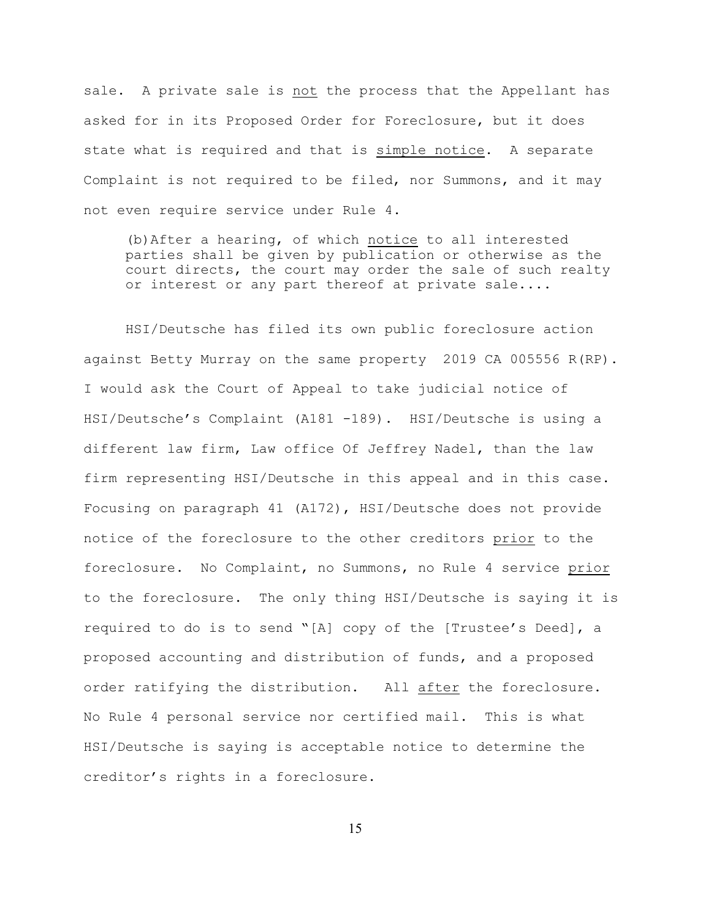sale. A private sale is <u>not</u> the process that the Appellant has asked for in its Proposed Order for Foreclosure, but it does state what is required and that is <u>simple notice</u>. A separate Complaint is not required to be filed, nor Summons, and it may not even require service under Rule 4.

> (b) After a hearing, of which <u>notice</u> to all interested parties shall be given by publication or otherwise as the court directs, the court may order the sale of such realty or interest or any part thereof at private sale....

HSI/Deutsche has filed its own public foreclosure action against Betty Murray on the same property 2019 CA 005556 R(RP). I would ask the Court of Appeal to take judicial notice of HSI/Deutsche's Complaint (A181 -189). HSI/Deutsche is using a different law firm, Law office Of Jeffrey Nadel, than the law firm representing HSI/Deutsche in this appeal and in this case. Focusing on paragraph 41 (A172), HSI/Deutsche does not provide notice of the foreclosure to the other creditors <u>prior</u> to the foreclosure. No Complaint, no Summons, no Rule 4 service <u>prior</u> to the foreclosure. The only thing HSI/Deutsche is saying it is required to do is to send "[A] copy of the [Trustee's Deed], a proposed accounting and distribution of funds, and a proposed order ratifying the distribution. All <u>after</u> the foreclosure. No Rule 4 personal service nor certified mail. This is what HSI/Deutsche is saying is acceptable notice to determine the creditor's rights in a foreclosure.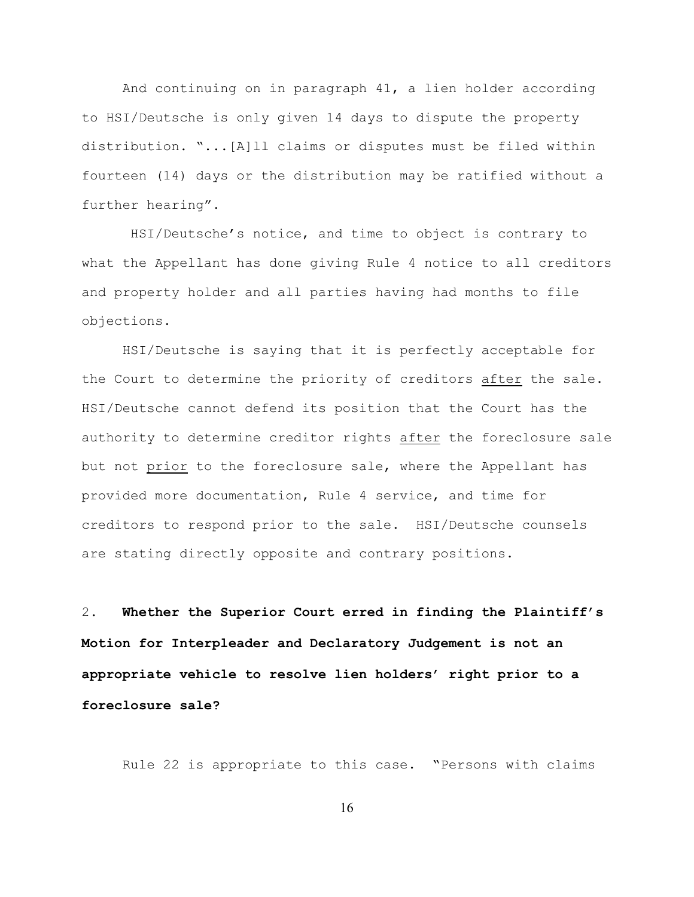And continuing on in paragraph 41, a lien holder according to HSI/Deutsche is only given 14 days to dispute the property distribution. "...[A]ll claims or disputes must be filed within fourteen (14) days or the distribution may be ratified without a further hearing".

HSI/Deutsche's notice, and time to object is contrary to what the Appellant has done giving Rule 4 notice to all creditors and property holder and all parties having had months to file objections.

HSI/Deutsche is saying that it is perfectly acceptable for the Court to determine the priority of creditors <u>after</u> the sale. HSI/Deutsche cannot defend its position that the Court has the authority to determine creditor rights <u>after</u> the foreclosure sale but not <u>prior</u> to the foreclosure sale, where the Appellant has provided more documentation, Rule 4 service, and time for creditors to respond prior to the sale. HSI/Deutsche counsels are stating directly opposite and contrary positions.

2. **Whether the Superior Court erred in finding the Plaintiff's Motion for Interpleader and Declaratory Judgement is not an appropriate vehicle to resolve lien holders' right prior to a foreclosure sale?**

Rule 22 is appropriate to this case. "Persons with claims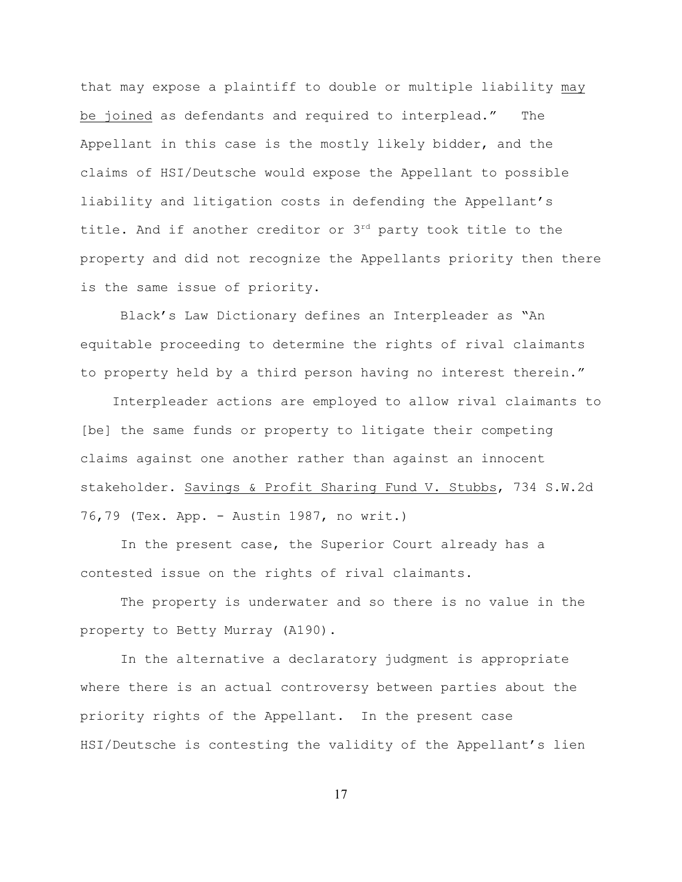that may expose a plaintiff to double or multiple liability <u>may be joined</u> as defendants and required to interplead." The Appellant in this case is the mostly likely bidder, and the claims of HSI/Deutsche would expose the Appellant to possible liability and litigation costs in defending the Appellant's title. And if another creditor or 3rd party took title to the property and did not recognize the Appellants priority then there is the same issue of priority.

Black's Law Dictionary defines an Interpleader as "An equitable proceeding to determine the rights of rival claimants to property held by a third person having no interest therein."

Interpleader actions are employed to allow rival claimants to [be] the same funds or property to litigate their competing claims against one another rather than against an innocent stakeholder. <u>Savings & Profit Sharing Fund V. Stubbs</u>, 734 S.W.2d 76,79 (Tex. App. - Austin 1987, no writ.)

In the present case, the Superior Court already has a contested issue on the rights of rival claimants.

The property is underwater and so there is no value in the property to Betty Murray (A190).

In the alternative a declaratory judgment is appropriate where there is an actual controversy between parties about the priority rights of the Appellant. In the present case HSI/Deutsche is contesting the validity of the Appellant's lien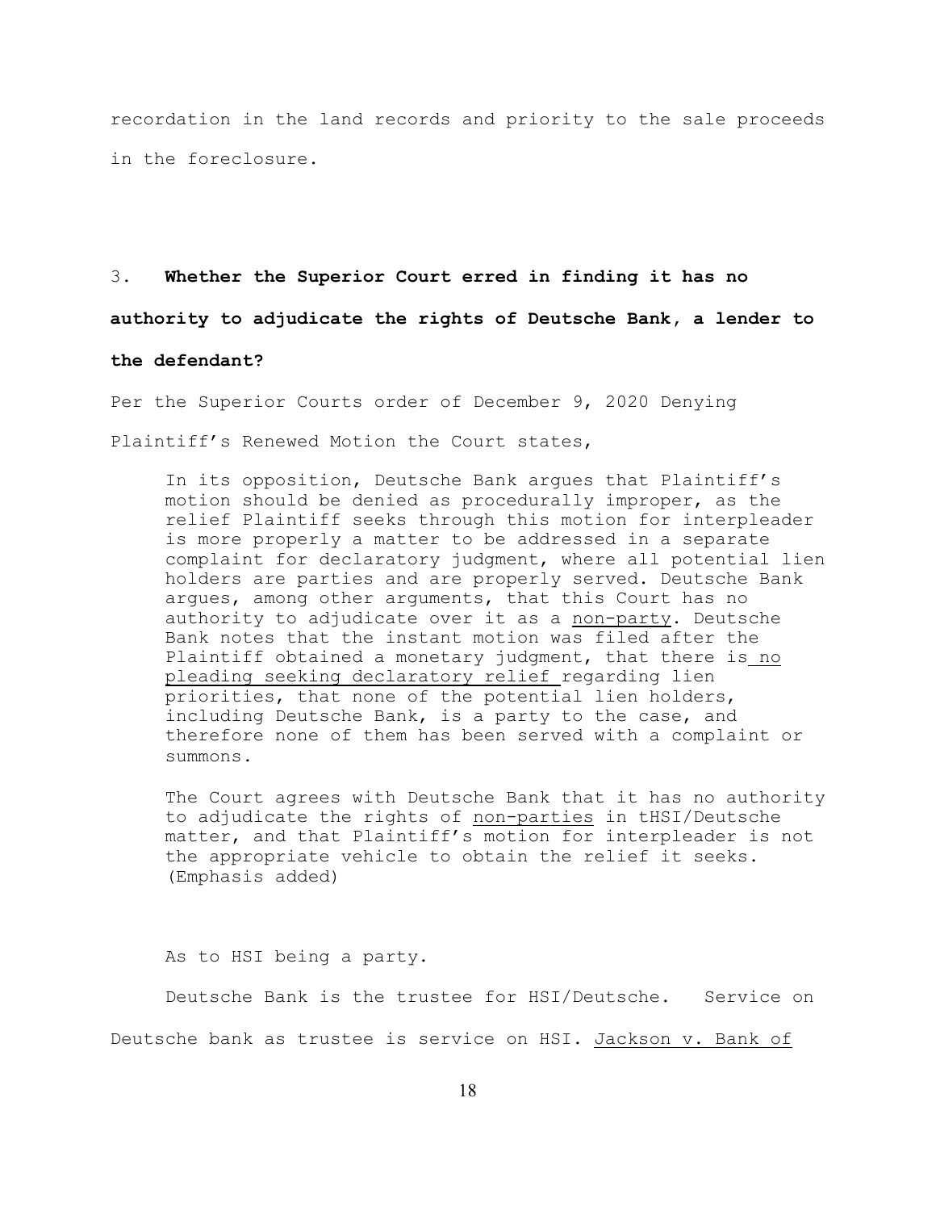recordation in the land records and priority to the sale proceeds in the foreclosure.

3. **Whether the Superior Court erred in finding it has no authority to adjudicate the rights of Deutsche Bank, a lender to the defendant?**

Per the Superior Courts order of December 9, 2020 Denying Plaintiff's Renewed Motion the Court states,

> In its opposition, Deutsche Bank argues that Plaintiff's motion should be denied as procedurally improper, as the relief Plaintiff seeks through this motion for interpleader is more properly a matter to be addressed in a separate complaint for declaratory judgment, where all potential lien holders are parties and are properly served. Deutsche Bank argues, among other arguments, that this Court has no authority to adjudicate over it as a <u>non-party</u>. Deutsche Bank notes that the instant motion was filed after the Plaintiff obtained a monetary judgment, that there is <u>no pleading seeking declaratory relief</u> regarding lien priorities, that none of the potential lien holders, including Deutsche Bank, is a party to the case, and therefore none of them has been served with a complaint or summons.
>
> The Court agrees with Deutsche Bank that it has no authority to adjudicate the rights of <u>non-parties</u> in tHSI/Deutsche matter, and that Plaintiff's motion for interpleader is not the appropriate vehicle to obtain the relief it seeks. (Emphasis added)

As to HSI being a party.

Deutsche Bank is the trustee for HSI/Deutsche. Service on Deutsche bank as trustee is service on HSI. <u>Jackson v. Bank of</u>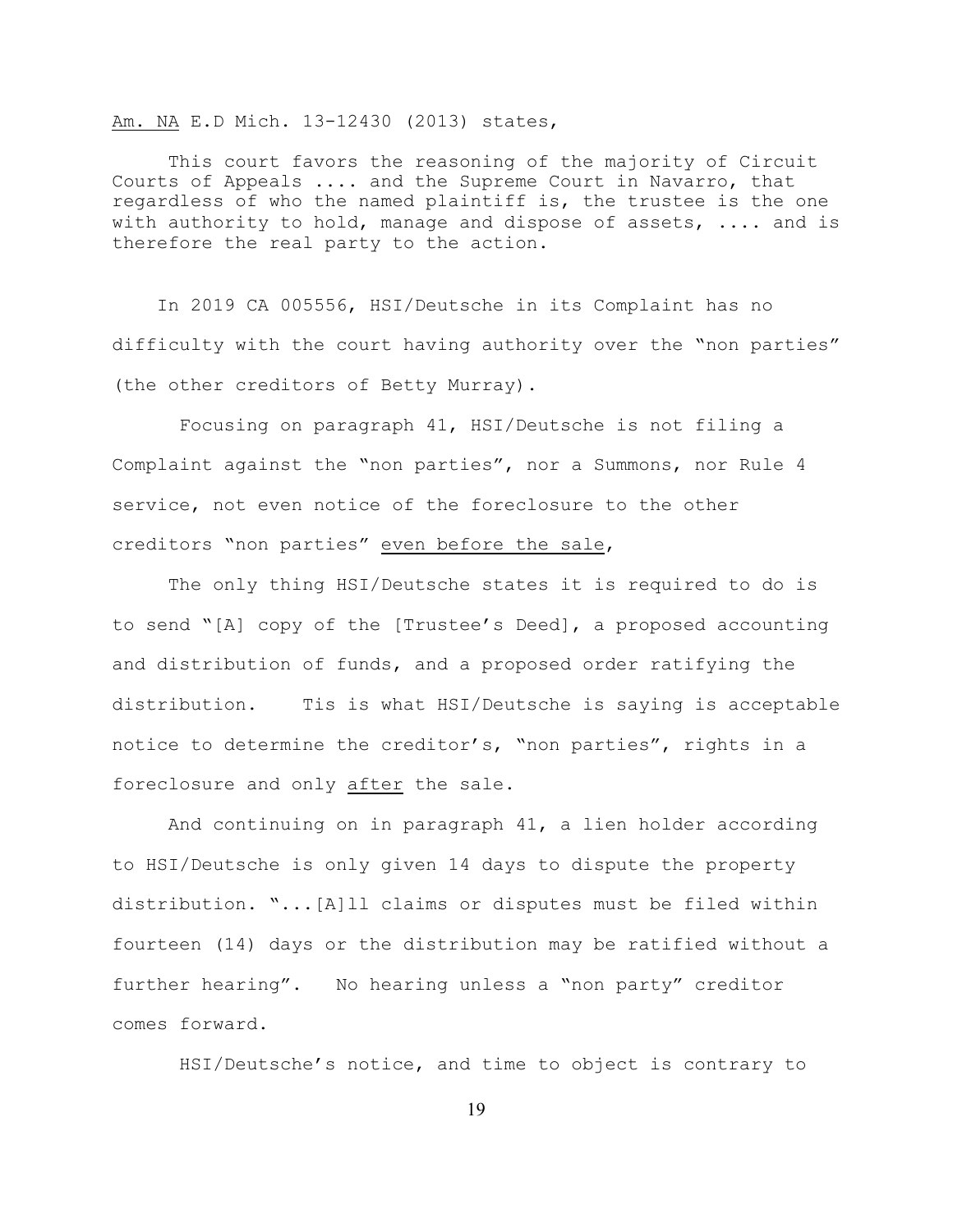Am. NA E.D Mich. 13-12430 (2013) states,

> This court favors the reasoning of the majority of Circuit Courts of Appeals .... and the Supreme Court in Navarro, that regardless of who the named plaintiff is, the trustee is the one with authority to hold, manage and dispose of assets, .... and is therefore the real party to the action.

In 2019 CA 005556, HSI/Deutsche in its Complaint has no difficulty with the court having authority over the "non parties" (the other creditors of Betty Murray).

Focusing on paragraph 41, HSI/Deutsche is not filing a Complaint against the "non parties", nor a Summons, nor Rule 4 service, not even notice of the foreclosure to the other creditors "non parties" even before the sale,

The only thing HSI/Deutsche states it is required to do is to send "[A] copy of the [Trustee's Deed], a proposed accounting and distribution of funds, and a proposed order ratifying the distribution. Tis is what HSI/Deutsche is saying is acceptable notice to determine the creditor's, "non parties", rights in a foreclosure and only after the sale.

And continuing on in paragraph 41, a lien holder according to HSI/Deutsche is only given 14 days to dispute the property distribution. "...[A]ll claims or disputes must be filed within fourteen (14) days or the distribution may be ratified without a further hearing". No hearing unless a "non party" creditor comes forward.

HSI/Deutsche's notice, and time to object is contrary to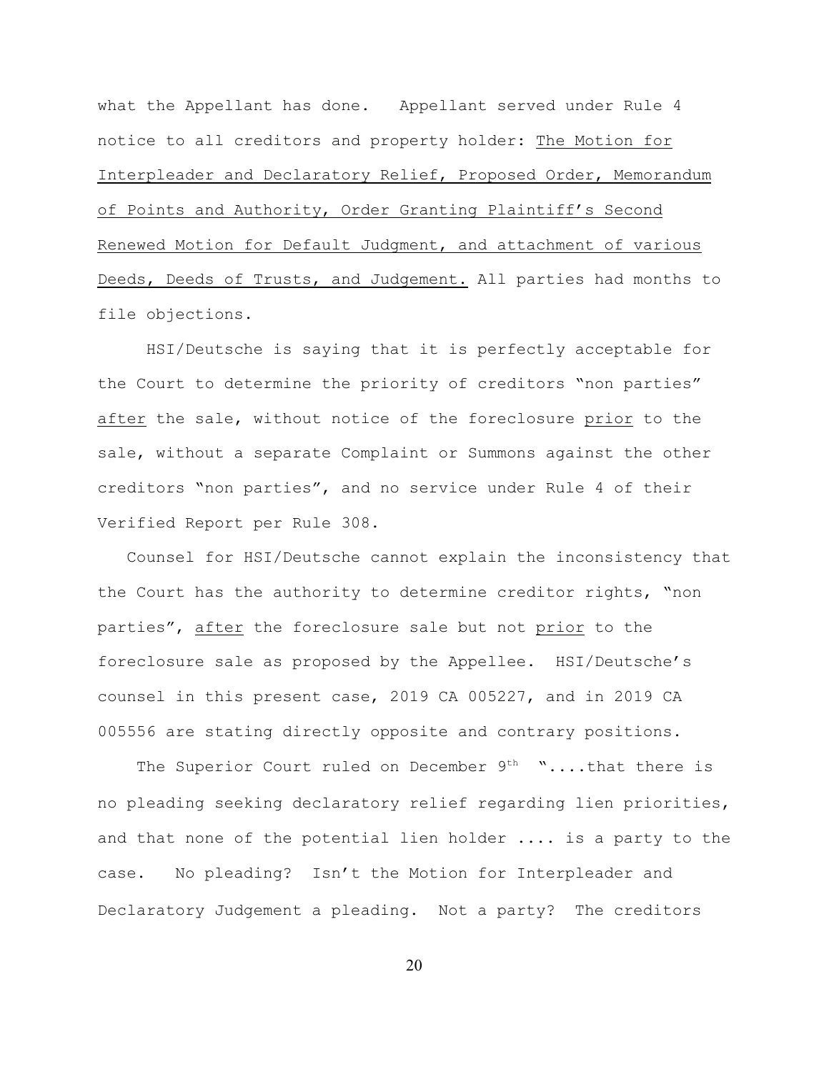what the Appellant has done. Appellant served under Rule 4 notice to all creditors and property holder: The Motion for Interpleader and Declaratory Relief, Proposed Order, Memorandum of Points and Authority, Order Granting Plaintiff's Second Renewed Motion for Default Judgment, and attachment of various Deeds, Deeds of Trusts, and Judgement. All parties had months to file objections.

HSI/Deutsche is saying that it is perfectly acceptable for the Court to determine the priority of creditors "non parties" after the sale, without notice of the foreclosure prior to the sale, without a separate Complaint or Summons against the other creditors "non parties", and no service under Rule 4 of their Verified Report per Rule 308.

Counsel for HSI/Deutsche cannot explain the inconsistency that the Court has the authority to determine creditor rights, "non parties", after the foreclosure sale but not prior to the foreclosure sale as proposed by the Appellee. HSI/Deutsche's counsel in this present case, 2019 CA 005227, and in 2019 CA 005556 are stating directly opposite and contrary positions.

The Superior Court ruled on December 9th "....that there is no pleading seeking declaratory relief regarding lien priorities, and that none of the potential lien holder .... is a party to the case. No pleading? Isn't the Motion for Interpleader and Declaratory Judgement a pleading. Not a party? The creditors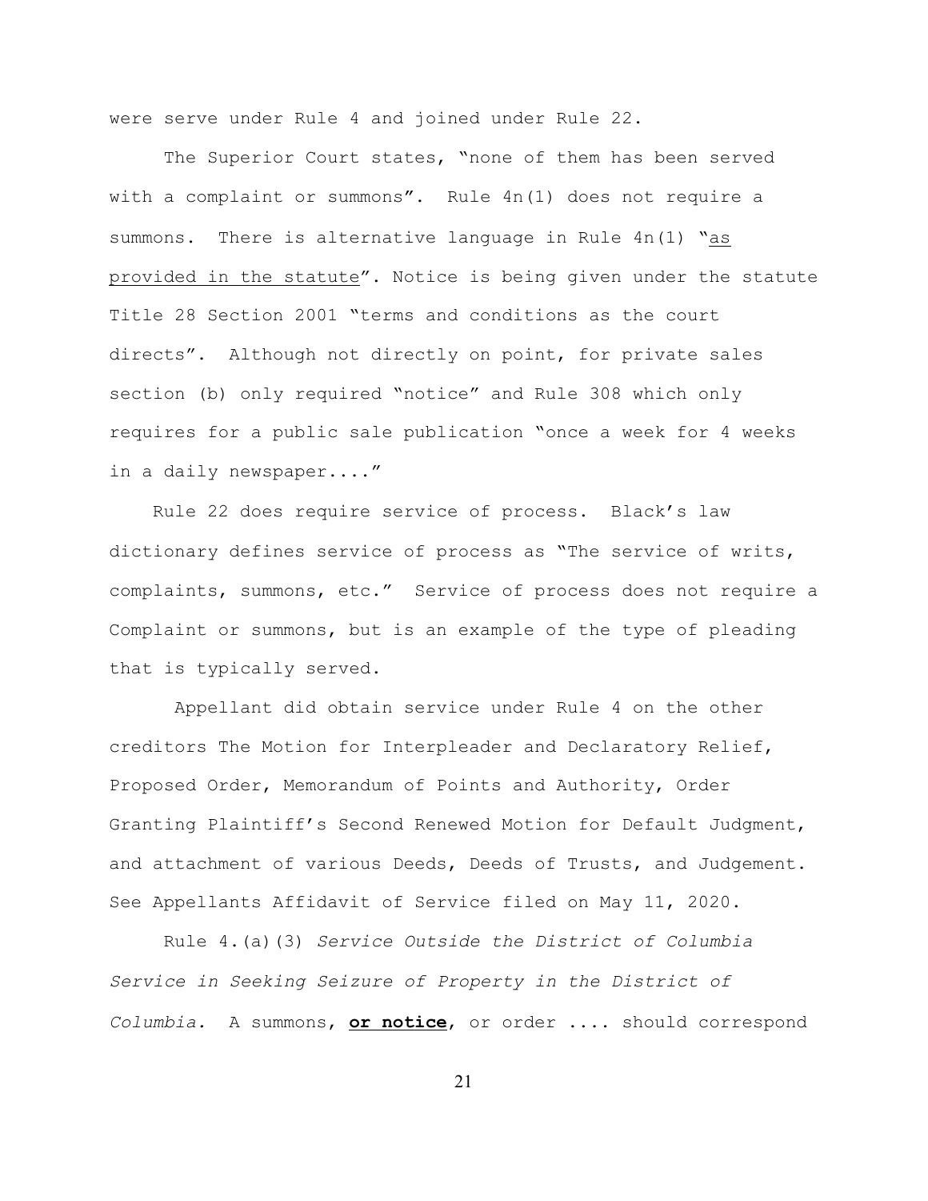were serve under Rule 4 and joined under Rule 22.

The Superior Court states, "none of them has been served with a complaint or summons". Rule 4n(1) does not require a summons. There is alternative language in Rule 4n(1) "<u>as provided in the statute</u>". Notice is being given under the statute Title 28 Section 2001 "terms and conditions as the court directs". Although not directly on point, for private sales section (b) only required "notice" and Rule 308 which only requires for a public sale publication "once a week for 4 weeks in a daily newspaper...."

Rule 22 does require service of process. Black's law dictionary defines service of process as "The service of writs, complaints, summons, etc." Service of process does not require a Complaint or summons, but is an example of the type of pleading that is typically served.

Appellant did obtain service under Rule 4 on the other creditors The Motion for Interpleader and Declaratory Relief, Proposed Order, Memorandum of Points and Authority, Order Granting Plaintiff's Second Renewed Motion for Default Judgment, and attachment of various Deeds, Deeds of Trusts, and Judgement. See Appellants Affidavit of Service filed on May 11, 2020.

Rule 4.(a)(3) *Service Outside the District of Columbia Service in Seeking Seizure of Property in the District of Columbia.* A summons, **<u>or notice</u>**, or order .... should correspond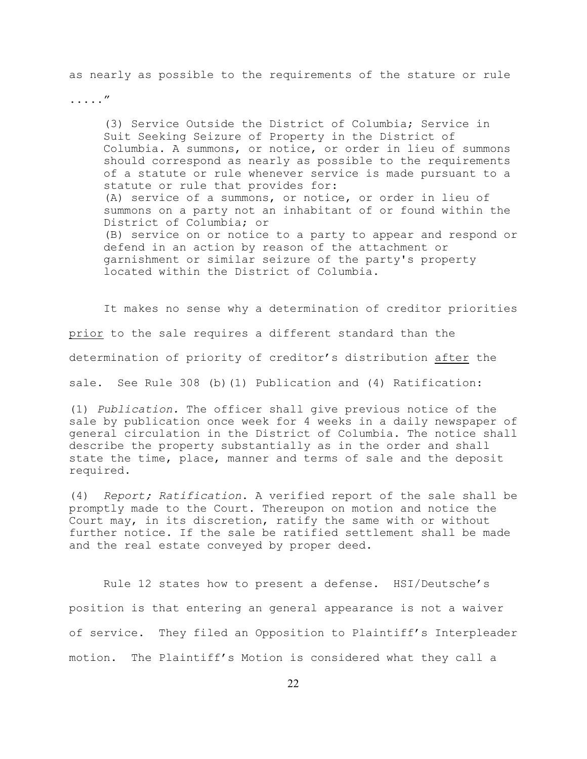as nearly as possible to the requirements of the stature or rule ....."

> (3) Service Outside the District of Columbia; Service in Suit Seeking Seizure of Property in the District of Columbia. A summons, or notice, or order in lieu of summons should correspond as nearly as possible to the requirements of a statute or rule whenever service is made pursuant to a statute or rule that provides for:
> (A) service of a summons, or notice, or order in lieu of summons on a party not an inhabitant of or found within the District of Columbia; or
> (B) service on or notice to a party to appear and respond or defend in an action by reason of the attachment or garnishment or similar seizure of the party's property located within the District of Columbia.

It makes no sense why a determination of creditor priorities <u>prior</u> to the sale requires a different standard than the determination of priority of creditor's distribution <u>after</u> the sale. See Rule 308 (b)(1) Publication and (4) Ratification:

(1) *Publication.* The officer shall give previous notice of the sale by publication once week for 4 weeks in a daily newspaper of general circulation in the District of Columbia. The notice shall describe the property substantially as in the order and shall state the time, place, manner and terms of sale and the deposit required.

(4) *Report; Ratification*. A verified report of the sale shall be promptly made to the Court. Thereupon on motion and notice the Court may, in its discretion, ratify the same with or without further notice. If the sale be ratified settlement shall be made and the real estate conveyed by proper deed.

Rule 12 states how to present a defense. HSI/Deutsche's position is that entering an general appearance is not a waiver of service. They filed an Opposition to Plaintiff's Interpleader motion. The Plaintiff's Motion is considered what they call a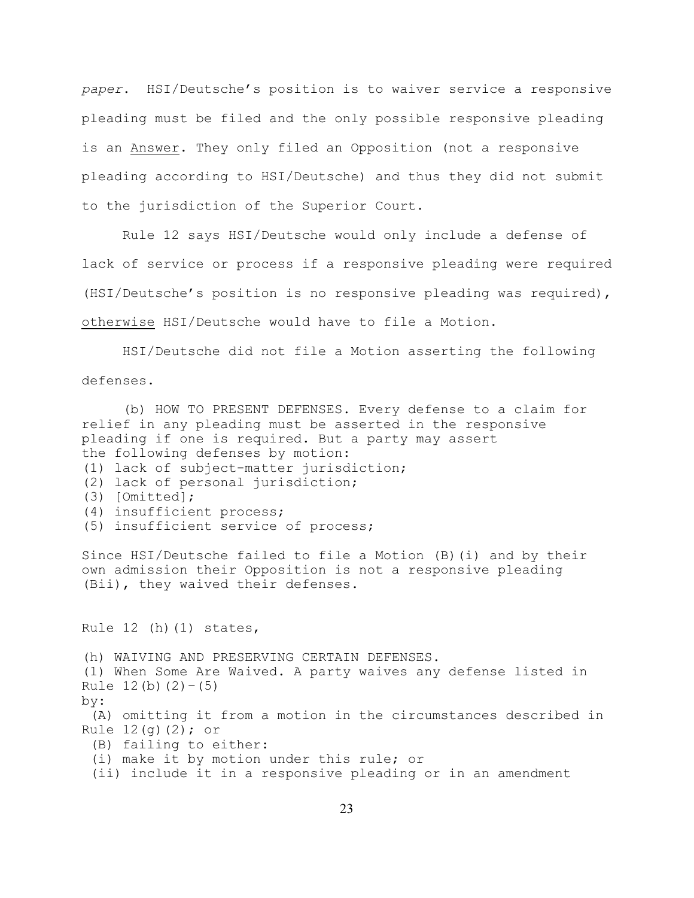*paper*. HSI/Deutsche's position is to waiver service a responsive pleading must be filed and the only possible responsive pleading is an <u>Answer</u>. They only filed an Opposition (not a responsive pleading according to HSI/Deutsche) and thus they did not submit to the jurisdiction of the Superior Court.

Rule 12 says HSI/Deutsche would only include a defense of lack of service or process if a responsive pleading were required (HSI/Deutsche's position is no responsive pleading was required), <u>otherwise</u> HSI/Deutsche would have to file a Motion.

HSI/Deutsche did not file a Motion asserting the following defenses.

> (b) HOW TO PRESENT DEFENSES. Every defense to a claim for relief in any pleading must be asserted in the responsive pleading if one is required. But a party may assert the following defenses by motion:
> (1) lack of subject-matter jurisdiction;
> (2) lack of personal jurisdiction;
> (3) [Omitted];
> (4) insufficient process;
> (5) insufficient service of process;

Since HSI/Deutsche failed to file a Motion (B)(i) and by their own admission their Opposition is not a responsive pleading (Bii), they waived their defenses.

Rule 12 (h)(1) states,

> (h) WAIVING AND PRESERVING CERTAIN DEFENSES.
> (1) When Some Are Waived. A party waives any defense listed in Rule 12(b)(2)–(5) by:
> (A) omitting it from a motion in the circumstances described in Rule 12(g)(2); or
> (B) failing to either:
> (i) make it by motion under this rule; or
> (ii) include it in a responsive pleading or in an amendment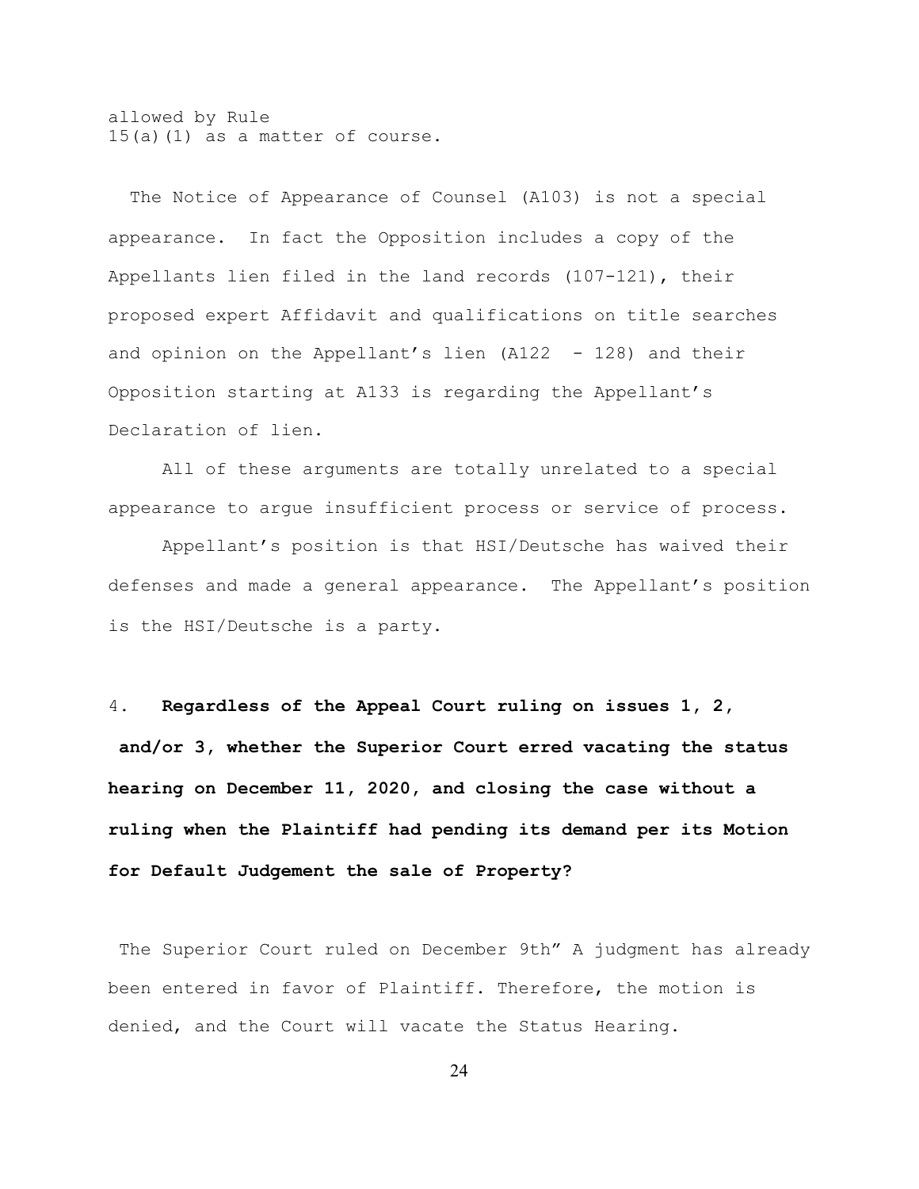allowed by Rule 15(a)(1) as a matter of course.

The Notice of Appearance of Counsel (A103) is not a special appearance. In fact the Opposition includes a copy of the Appellants lien filed in the land records (107-121), their proposed expert Affidavit and qualifications on title searches and opinion on the Appellant's lien (A122 - 128) and their Opposition starting at A133 is regarding the Appellant's Declaration of lien.

All of these arguments are totally unrelated to a special appearance to argue insufficient process or service of process.

Appellant's position is that HSI/Deutsche has waived their defenses and made a general appearance. The Appellant's position is the HSI/Deutsche is a party.

4. **Regardless of the Appeal Court ruling on issues 1, 2, and/or 3, whether the Superior Court erred vacating the status hearing on December 11, 2020, and closing the case without a ruling when the Plaintiff had pending its demand per its Motion for Default Judgement the sale of Property?**

The Superior Court ruled on December 9th" A judgment has already been entered in favor of Plaintiff. Therefore, the motion is denied, and the Court will vacate the Status Hearing.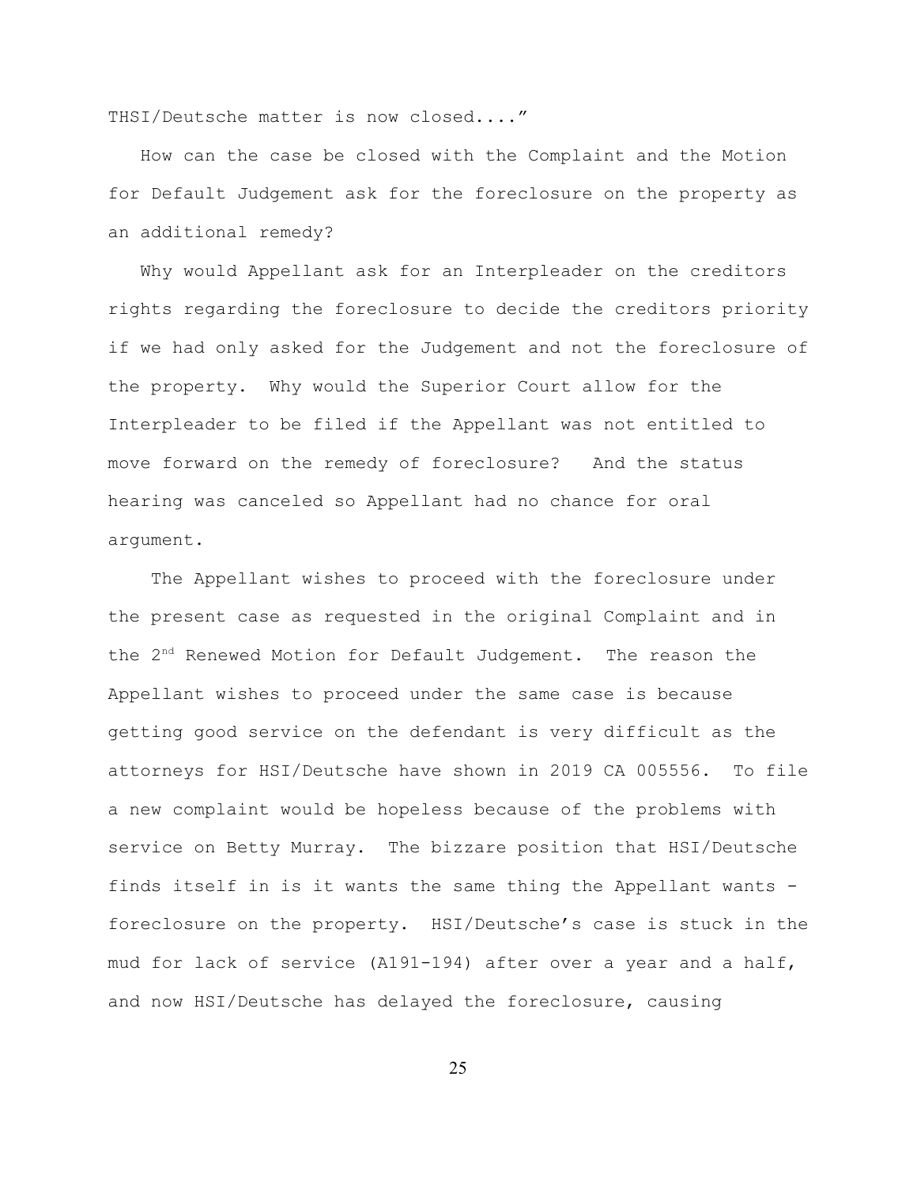THSI/Deutsche matter is now closed....”

How can the case be closed with the Complaint and the Motion for Default Judgement ask for the foreclosure on the property as an additional remedy?

Why would Appellant ask for an Interpleader on the creditors rights regarding the foreclosure to decide the creditors priority if we had only asked for the Judgement and not the foreclosure of the property. Why would the Superior Court allow for the Interpleader to be filed if the Appellant was not entitled to move forward on the remedy of foreclosure? And the status hearing was canceled so Appellant had no chance for oral argument.

The Appellant wishes to proceed with the foreclosure under the present case as requested in the original Complaint and in the 2nd Renewed Motion for Default Judgement. The reason the Appellant wishes to proceed under the same case is because getting good service on the defendant is very difficult as the attorneys for HSI/Deutsche have shown in 2019 CA 005556. To file a new complaint would be hopeless because of the problems with service on Betty Murray. The bizzare position that HSI/Deutsche finds itself in is it wants the same thing the Appellant wants - foreclosure on the property. HSI/Deutsche’s case is stuck in the mud for lack of service (A191-194) after over a year and a half, and now HSI/Deutsche has delayed the foreclosure, causing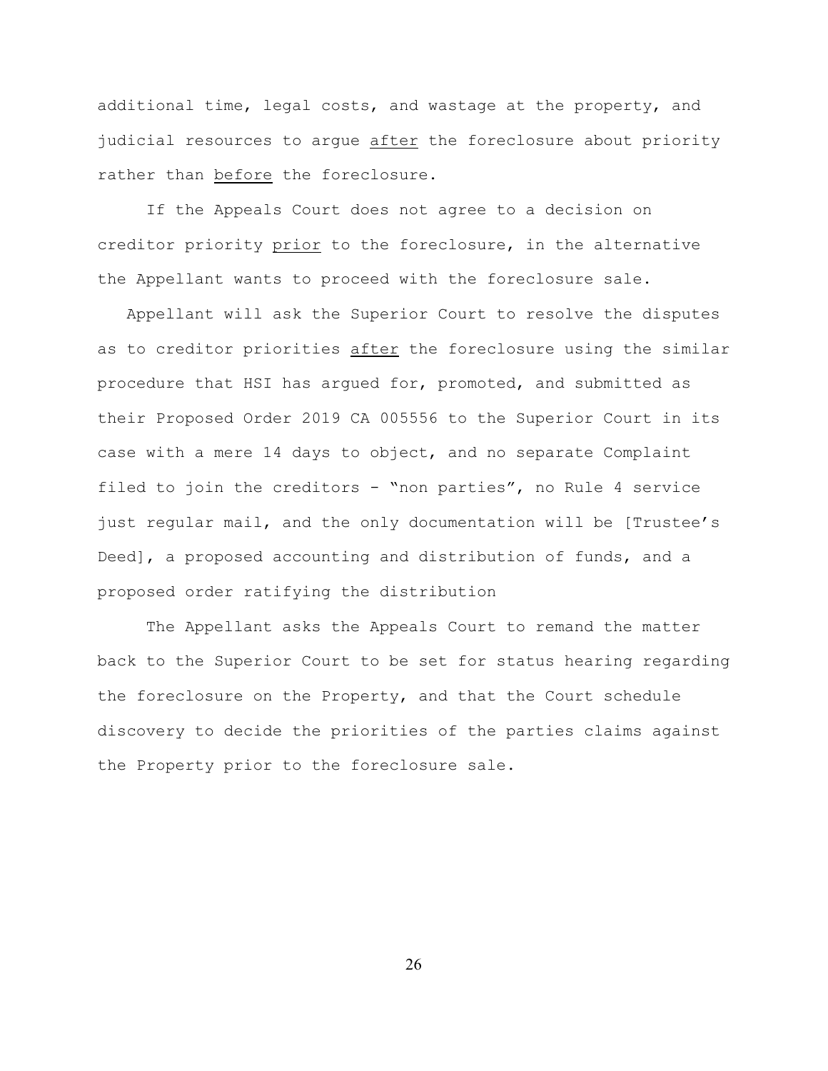additional time, legal costs, and wastage at the property, and judicial resources to argue <u>after</u> the foreclosure about priority rather than <u>before</u> the foreclosure.

If the Appeals Court does not agree to a decision on creditor priority <u>prior</u> to the foreclosure, in the alternative the Appellant wants to proceed with the foreclosure sale.

Appellant will ask the Superior Court to resolve the disputes as to creditor priorities <u>after</u> the foreclosure using the similar procedure that HSI has argued for, promoted, and submitted as their Proposed Order 2019 CA 005556 to the Superior Court in its case with a mere 14 days to object, and no separate Complaint filed to join the creditors - "non parties", no Rule 4 service just regular mail, and the only documentation will be [Trustee's Deed], a proposed accounting and distribution of funds, and a proposed order ratifying the distribution

The Appellant asks the Appeals Court to remand the matter back to the Superior Court to be set for status hearing regarding the foreclosure on the Property, and that the Court schedule discovery to decide the priorities of the parties claims against the Property prior to the foreclosure sale.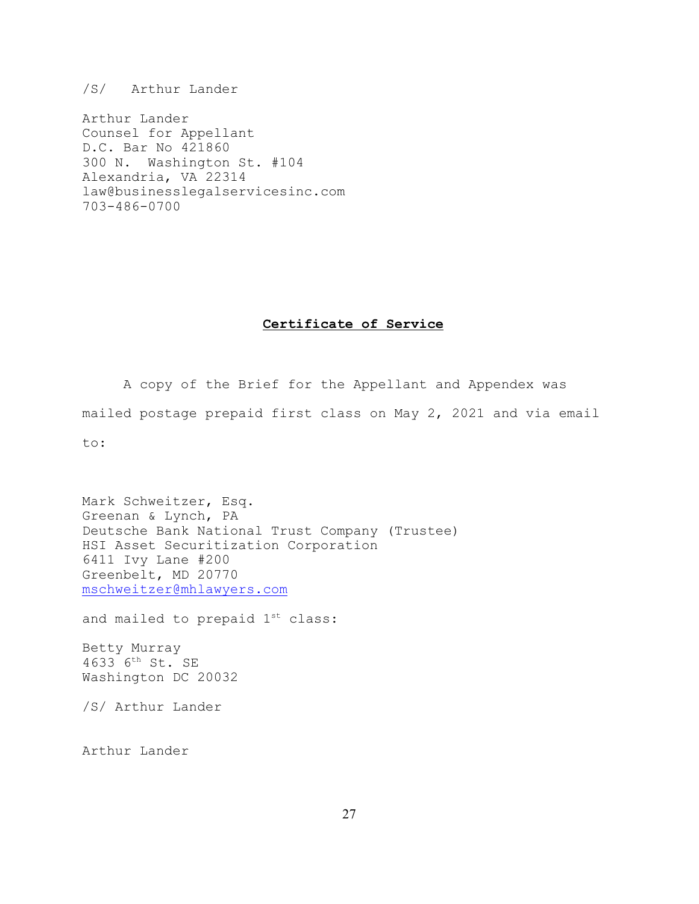/S/ Arthur Lander

Arthur Lander  
Counsel for Appellant  
D.C. Bar No 421860  
300 N. Washington St. #104  
Alexandria, VA 22314  
law@businesslegalservicesinc.com  
703-486-0700

**Certificate of Service**

A copy of the Brief for the Appellant and Appendex was mailed postage prepaid first class on May 2, 2021 and via email to:

Mark Schweitzer, Esq.  
Greenan & Lynch, PA  
Deutsche Bank National Trust Company (Trustee)  
HSI Asset Securitization Corporation  
6411 Ivy Lane #200  
Greenbelt, MD 20770  
mschweitzer@mhlawyers.com

and mailed to prepaid 1st class:

Betty Murray  
4633 6th St. SE  
Washington DC 20032

/S/ Arthur Lander

Arthur Lander